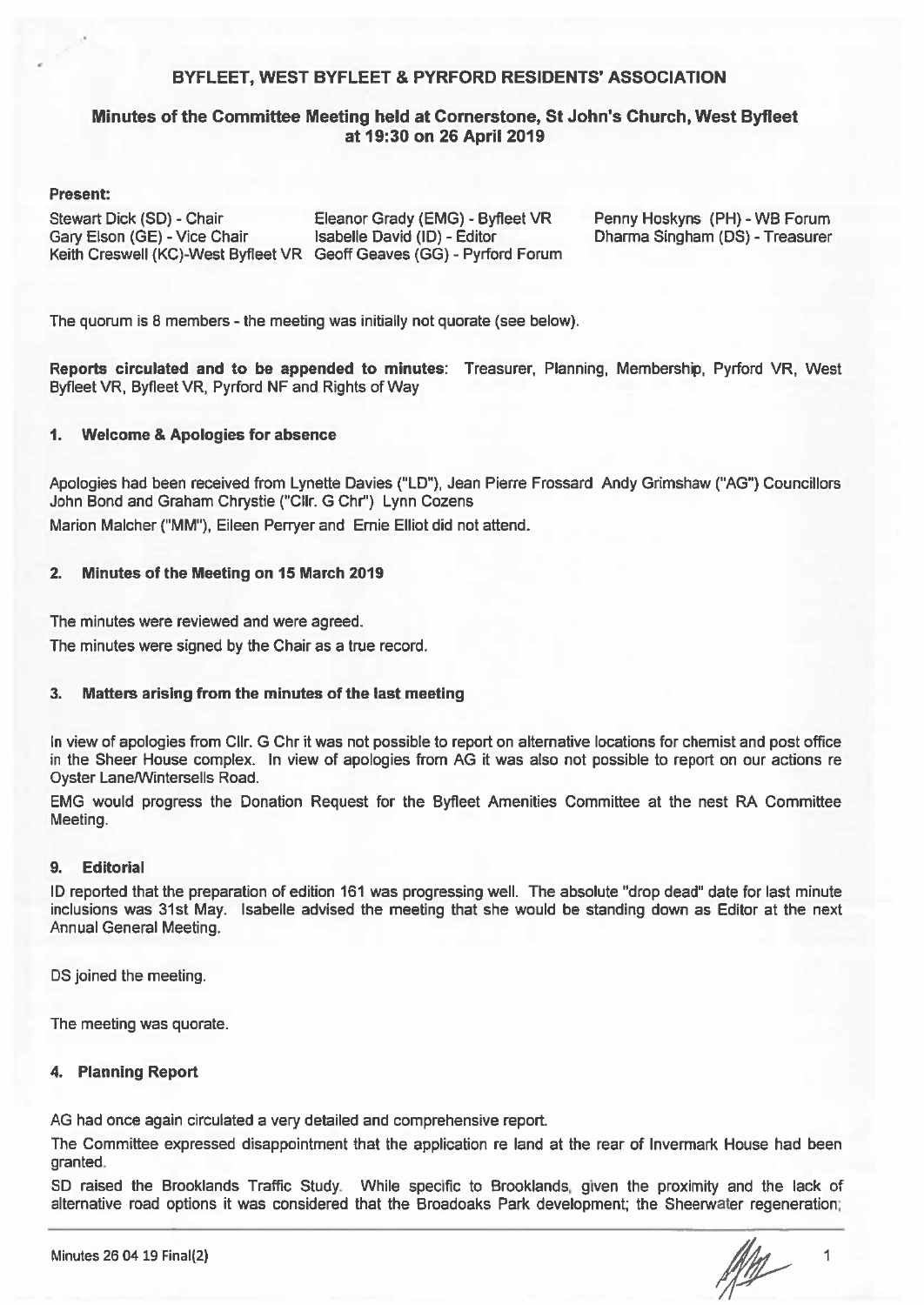# BYFLEET, WEST BYFLEET & PYRFORD RESIDENTS' ASSOCIATION

## Minutes of the Committee Meeting held at Cornerstone, St John's Church, West Byfleet at 19:30 on 26 April 2019

**Present:**

| | | |
|---|---|---|
| Stewart Dick (SD) - Chair | Eleanor Grady (EMG) - Byfleet VR | Penny Hoskyns (PH) - WB Forum |
| Gary Elson (GE) - Vice Chair | Isabelle David (ID) - Editor | Dharma Singham (DS) - Treasurer |
| Keith Creswell (KC)-West Byfleet VR | Geoff Geaves (GG) - Pyrford Forum | |

The quorum is 8 members - the meeting was initially not quorate (see below).

**Reports circulated and to be appended to minutes**: Treasurer, Planning, Membership, Pyrford VR, West Byfleet VR, Byfleet VR, Pyrford NF and Rights of Way

### 1. Welcome & Apologies for absence

Apologies had been received from Lynette Davies ("LD"), Jean Pierre Frossard Andy Grimshaw ("AG") Councillors John Bond and Graham Chrystie ("Cllr. G Chr") Lynn Cozens

Marion Malcher ("MM"), Eileen Perryer and Ernie Elliot did not attend.

### 2. Minutes of the Meeting on 15 March 2019

The minutes were reviewed and were agreed.

The minutes were signed by the Chair as a true record.

### 3. Matters arising from the minutes of the last meeting

In view of apologies from Cllr. G Chr it was not possible to report on alternative locations for chemist and post office in the Sheer House complex. In view of apologies from AG it was also not possible to report on our actions re Oyster Lane/Wintersells Road.

EMG would progress the Donation Request for the Byfleet Amenities Committee at the nest RA Committee Meeting.

### 9. Editorial

ID reported that the preparation of edition 161 was progressing well. The absolute "drop dead" date for last minute inclusions was 31st May. Isabelle advised the meeting that she would be standing down as Editor at the next Annual General Meeting.

DS joined the meeting.

The meeting was quorate.

### 4. Planning Report

AG had once again circulated a very detailed and comprehensive report.

The Committee expressed disappointment that the application re land at the rear of Invermark House had been granted.

SD raised the Brooklands Traffic Study. While specific to Brooklands, given the proximity and the lack of alternative road options it was considered that the Broadoaks Park development; the Sheerwater regeneration;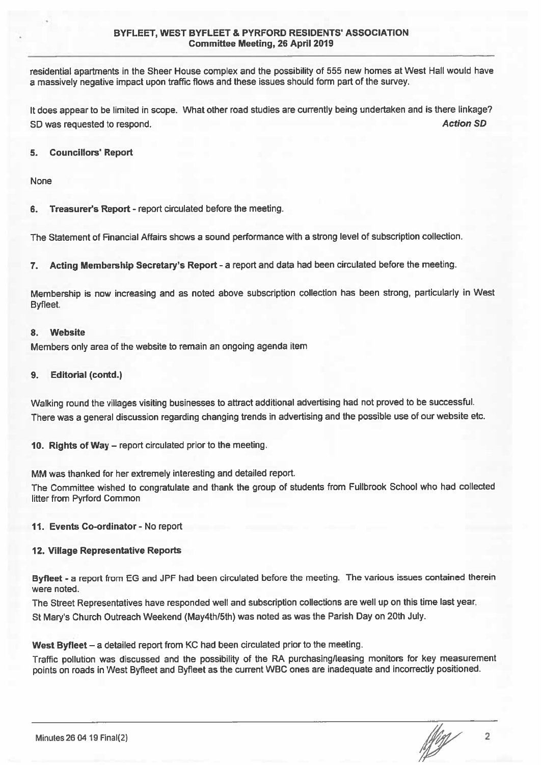residential apartments in the Sheer House complex and the possibility of 555 new homes at West Hall would have a massively negative impact upon traffic flows and these issues should form part of the survey.

It does appear to be limited in scope. What other road studies are currently being undertaken and is there linkage? SD was requested to respond. ***Action SD***

**5. Councillors' Report**

None

**6. Treasurer's Report** - report circulated before the meeting.

The Statement of Financial Affairs shows a sound performance with a strong level of subscription collection.

**7. Acting Membership Secretary's Report** - a report and data had been circulated before the meeting.

Membership is now increasing and as noted above subscription collection has been strong, particularly in West Byfleet.

**8. Website**

Members only area of the website to remain an ongoing agenda item

**9. Editorial (contd.)**

Walking round the villages visiting businesses to attract additional advertising had not proved to be successful. There was a general discussion regarding changing trends in advertising and the possible use of our website etc.

**10. Rights of Way** – report circulated prior to the meeting.

MM was thanked for her extremely interesting and detailed report.
The Committee wished to congratulate and thank the group of students from Fullbrook School who had collected litter from Pyrford Common

**11. Events Co-ordinator** - No report

**12. Village Representative Reports**

**Byfleet** - a report from EG and JPF had been circulated before the meeting. The various issues contained therein were noted.
The Street Representatives have responded well and subscription collections are well up on this time last year.
St Mary's Church Outreach Weekend (May4th/5th) was noted as was the Parish Day on 20th July.

**West Byfleet** – a detailed report from KC had been circulated prior to the meeting.
Traffic pollution was discussed and the possibility of the RA purchasing/leasing monitors for key measurement points on roads in West Byfleet and Byfleet as the current WBC ones are inadequate and incorrectly positioned.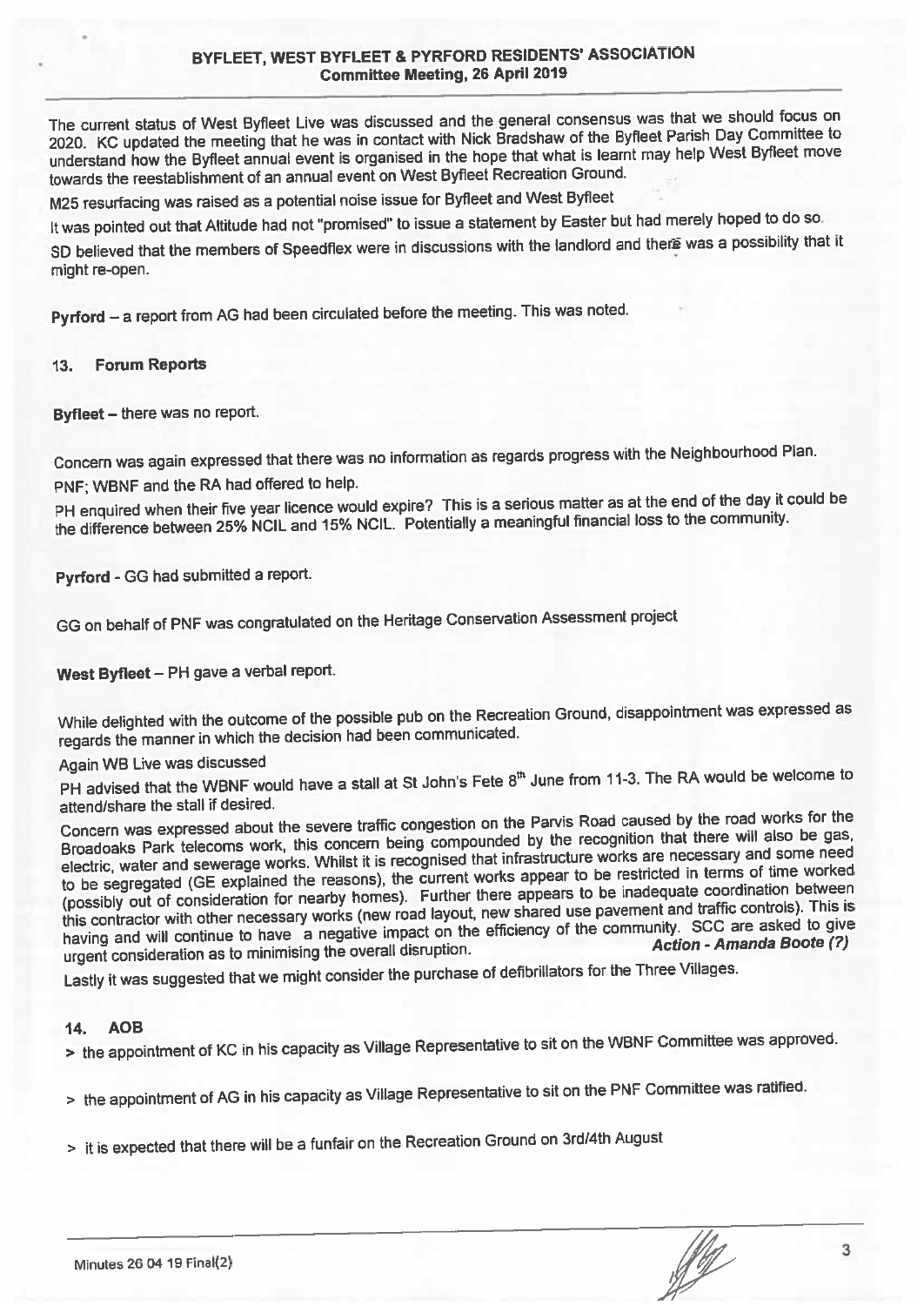The current status of West Byfleet Live was discussed and the general consensus was that we should focus on 2020. KC updated the meeting that he was in contact with Nick Bradshaw of the Byfleet Parish Day Committee to understand how the Byfleet annual event is organised in the hope that what is learnt may help West Byfleet move towards the reestablishment of an annual event on West Byfleet Recreation Ground.

M25 resurfacing was raised as a potential noise issue for Byfleet and West Byfleet

It was pointed out that Altitude had not "promised" to issue a statement by Easter but had merely hoped to do so.

SD believed that the members of Speedflex were in discussions with the landlord and there was a possibility that it might re-open.

**Pyrford** – a report from AG had been circulated before the meeting. This was noted.

## 13. Forum Reports

**Byfleet** – there was no report.

Concern was again expressed that there was no information as regards progress with the Neighbourhood Plan.

PNF; WBNF and the RA had offered to help.

PH enquired when their five year licence would expire? This is a serious matter as at the end of the day it could be the difference between 25% NCIL and 15% NCIL. Potentially a meaningful financial loss to the community.

**Pyrford** - GG had submitted a report.

GG on behalf of PNF was congratulated on the Heritage Conservation Assessment project

**West Byfleet** – PH gave a verbal report.

While delighted with the outcome of the possible pub on the Recreation Ground, disappointment was expressed as regards the manner in which the decision had been communicated.

Again WB Live was discussed

PH advised that the WBNF would have a stall at St John's Fete 8th June from 11-3. The RA would be welcome to attend/share the stall if desired.

Concern was expressed about the severe traffic congestion on the Parvis Road caused by the road works for the Broadoaks Park telecoms work, this concern being compounded by the recognition that there will also be gas, electric, water and sewerage works. Whilst it is recognised that infrastructure works are necessary and some need to be segregated (GE explained the reasons), the current works appear to be restricted in terms of time worked (possibly out of consideration for nearby homes). Further there appears to be inadequate coordination between this contractor with other necessary works (new road layout, new shared use pavement and traffic controls). This is having and will continue to have a negative impact on the efficiency of the community. SCC are asked to give urgent consideration as to minimising the overall disruption. ***Action - Amanda Boote (?)***

Lastly it was suggested that we might consider the purchase of defibrillators for the Three Villages.

## 14. AOB

> the appointment of KC in his capacity as Village Representative to sit on the WBNF Committee was approved.

> the appointment of AG in his capacity as Village Representative to sit on the PNF Committee was ratified.

> it is expected that there will be a funfair on the Recreation Ground on 3rd/4th August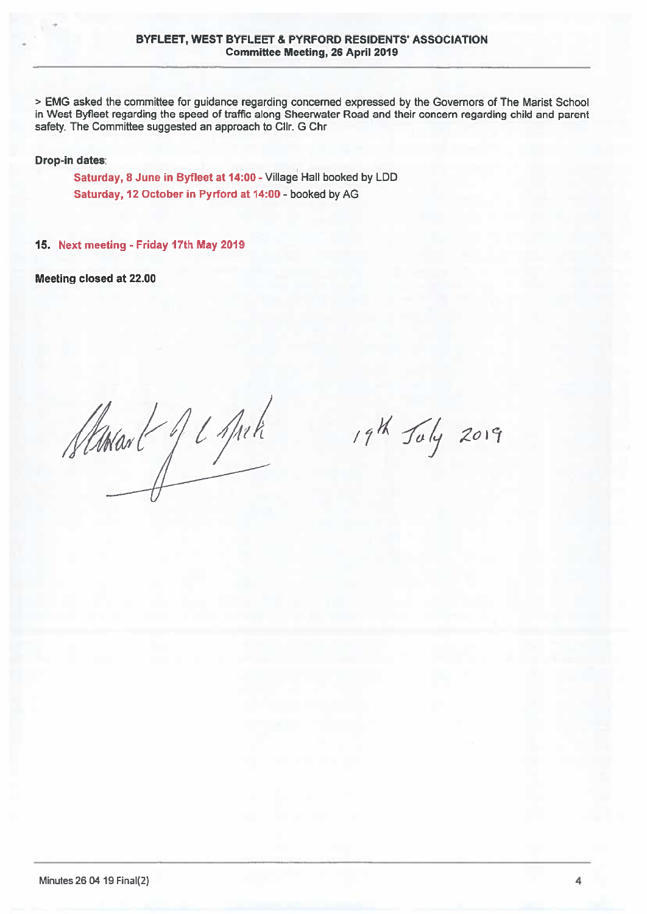> EMG asked the committee for guidance regarding concerned expressed by the Governors of The Marist School in West Byfleet regarding the speed of traffic along Sheerwater Road and their concern regarding child and parent safety. The Committee suggested an approach to Cllr. G Chr

**Drop-in dates**:

**Saturday, 8 June in Byfleet at 14:00** - Village Hall booked by LDD
**Saturday, 12 October in Pyrford at 14:00** - booked by AG

**15. Next meeting - Friday 17th May 2019**

**Meeting closed at 22.00**

Stewart J C Mack    19th July 2019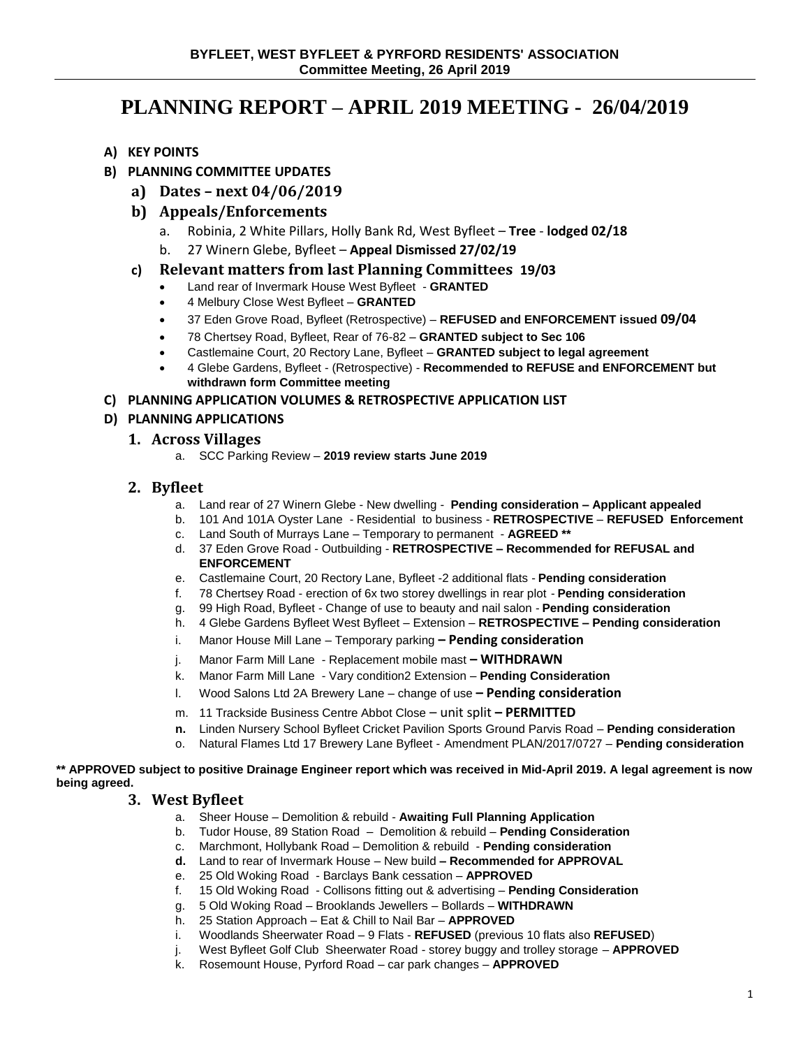BYFLEET, WEST BYFLEET & PYRFORD RESIDENTS' ASSOCIATION
Committee Meeting, 26 April 2019

# PLANNING REPORT – APRIL 2019 MEETING - 26/04/2019

**A) KEY POINTS**

**B) PLANNING COMMITTEE UPDATES**

**a) Dates – next 04/06/2019**

**b) Appeals/Enforcements**

a. Robinia, 2 White Pillars, Holly Bank Rd, West Byfleet – **Tree** - **lodged 02/18**
b. 27 Winern Glebe, Byfleet – **Appeal Dismissed 27/02/19**

**c) Relevant matters from last Planning Committees 19/03**

- Land rear of Invermark House West Byfleet - **GRANTED**
- 4 Melbury Close West Byfleet – **GRANTED**
- 37 Eden Grove Road, Byfleet (Retrospective) – **REFUSED and ENFORCEMENT issued 09/04**
- 78 Chertsey Road, Byfleet, Rear of 76-82 – **GRANTED subject to Sec 106**
- Castlemaine Court, 20 Rectory Lane, Byfleet – **GRANTED subject to legal agreement**
- 4 Glebe Gardens, Byfleet - (Retrospective) - **Recommended to REFUSE and ENFORCEMENT but withdrawn form Committee meeting**

**C) PLANNING APPLICATION VOLUMES & RETROSPECTIVE APPLICATION LIST**

**D) PLANNING APPLICATIONS**

## 1. Across Villages

a. SCC Parking Review – **2019 review starts June 2019**

## 2. Byfleet

a. Land rear of 27 Winern Glebe - New dwelling - **Pending consideration – Applicant appealed**
b. 101 And 101A Oyster Lane - Residential to business - **RETROSPECTIVE** – **REFUSED Enforcement**
c. Land South of Murrays Lane – Temporary to permanent - **AGREED \*\***
d. 37 Eden Grove Road - Outbuilding - **RETROSPECTIVE – Recommended for REFUSAL and ENFORCEMENT**
e. Castlemaine Court, 20 Rectory Lane, Byfleet -2 additional flats - **Pending consideration**
f. 78 Chertsey Road - erection of 6x two storey dwellings in rear plot - **Pending consideration**
g. 99 High Road, Byfleet - Change of use to beauty and nail salon - **Pending consideration**
h. 4 Glebe Gardens Byfleet West Byfleet – Extension – **RETROSPECTIVE – Pending consideration**
i. Manor House Mill Lane – Temporary parking **– Pending consideration**
j. Manor Farm Mill Lane - Replacement mobile mast **– WITHDRAWN**
k. Manor Farm Mill Lane - Vary condition2 Extension – **Pending Consideration**
l. Wood Salons Ltd 2A Brewery Lane – change of use **– Pending consideration**
m. 11 Trackside Business Centre Abbot Close – unit split **– PERMITTED**
n. Linden Nursery School Byfleet Cricket Pavilion Sports Ground Parvis Road – **Pending consideration**
o. Natural Flames Ltd 17 Brewery Lane Byfleet - Amendment PLAN/2017/0727 – **Pending consideration**

**\*\* APPROVED subject to positive Drainage Engineer report which was received in Mid-April 2019. A legal agreement is now being agreed.**

## 3. West Byfleet

a. Sheer House – Demolition & rebuild - **Awaiting Full Planning Application**
b. Tudor House, 89 Station Road – Demolition & rebuild – **Pending Consideration**
c. Marchmont, Hollybank Road – Demolition & rebuild - **Pending consideration**
d. Land to rear of Invermark House – New build **– Recommended for APPROVAL**
e. 25 Old Woking Road - Barclays Bank cessation – **APPROVED**
f. 15 Old Woking Road - Collisons fitting out & advertising – **Pending Consideration**
g. 5 Old Woking Road – Brooklands Jewellers – Bollards – **WITHDRAWN**
h. 25 Station Approach – Eat & Chill to Nail Bar – **APPROVED**
i. Woodlands Sheerwater Road – 9 Flats - **REFUSED** (previous 10 flats also **REFUSED**)
j. West Byfleet Golf Club Sheerwater Road - storey buggy and trolley storage – **APPROVED**
k. Rosemount House, Pyrford Road – car park changes – **APPROVED**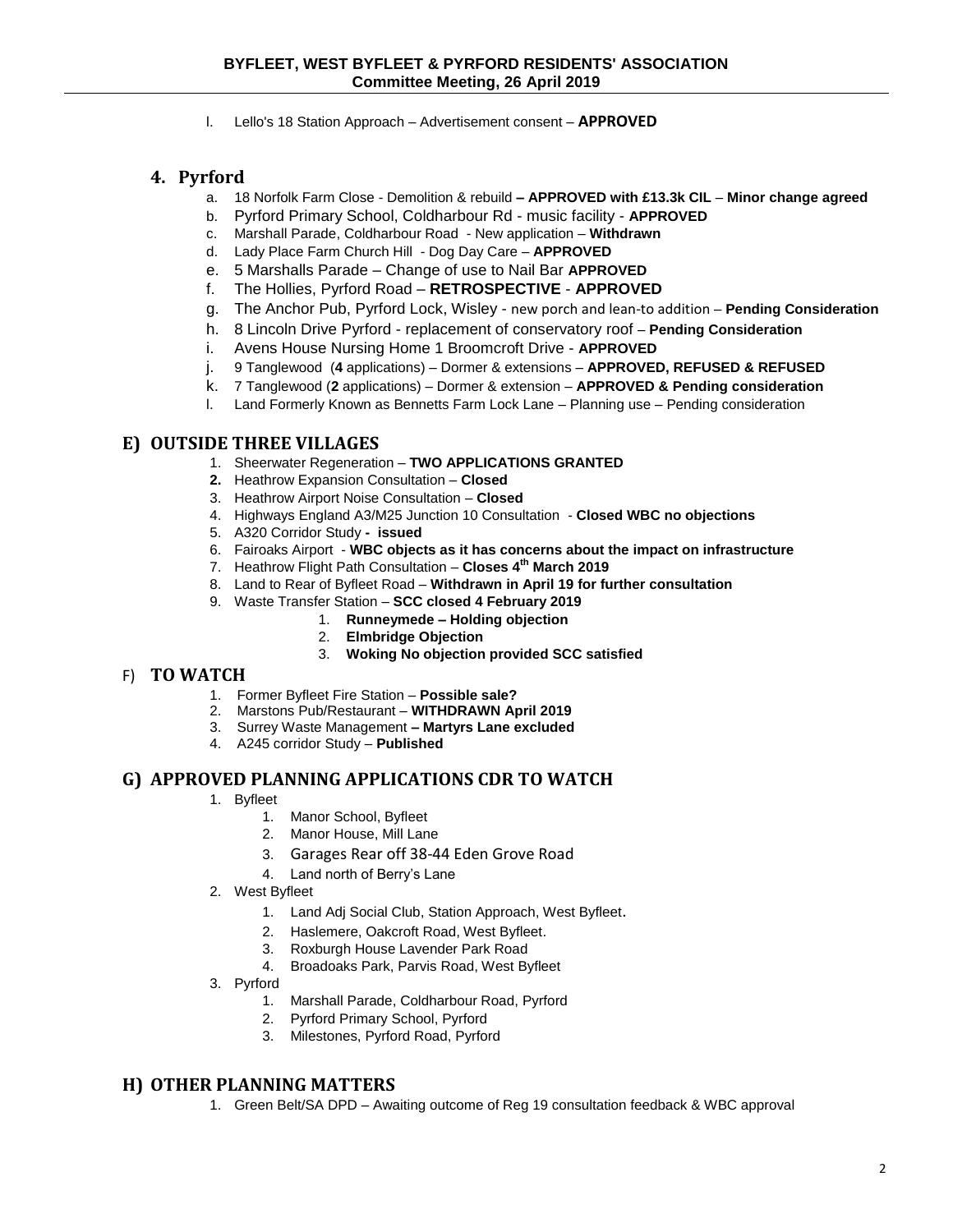l. Lello's 18 Station Approach – Advertisement consent – **APPROVED**

## 4. Pyrford

a. 18 Norfolk Farm Close - Demolition & rebuild **– APPROVED with £13.3k CIL** – **Minor change agreed**
b. Pyrford Primary School, Coldharbour Rd - music facility - **APPROVED**
c. Marshall Parade, Coldharbour Road - New application – **Withdrawn**
d. Lady Place Farm Church Hill - Dog Day Care – **APPROVED**
e. 5 Marshalls Parade – Change of use to Nail Bar **APPROVED**
f. The Hollies, Pyrford Road – **RETROSPECTIVE** - **APPROVED**
g. The Anchor Pub, Pyrford Lock, Wisley - new porch and lean-to addition – **Pending Consideration**
h. 8 Lincoln Drive Pyrford - replacement of conservatory roof – **Pending Consideration**
i. Avens House Nursing Home 1 Broomcroft Drive - **APPROVED**
j. 9 Tanglewood (**4** applications) – Dormer & extensions – **APPROVED, REFUSED & REFUSED**
k. 7 Tanglewood (**2** applications) – Dormer & extension – **APPROVED & Pending consideration**
l. Land Formerly Known as Bennetts Farm Lock Lane – Planning use – Pending consideration

## E) OUTSIDE THREE VILLAGES

1. Sheerwater Regeneration – **TWO APPLICATIONS GRANTED**
2. Heathrow Expansion Consultation – **Closed**
3. Heathrow Airport Noise Consultation – **Closed**
4. Highways England A3/M25 Junction 10 Consultation - **Closed WBC no objections**
5. A320 Corridor Study **- issued**
6. Fairoaks Airport - **WBC objects as it has concerns about the impact on infrastructure**
7. Heathrow Flight Path Consultation – **Closes 4th March 2019**
8. Land to Rear of Byfleet Road – **Withdrawn in April 19 for further consultation**
9. Waste Transfer Station – **SCC closed 4 February 2019**
    1. **Runneymede – Holding objection**
    2. **Elmbridge Objection**
    3. **Woking No objection provided SCC satisfied**

## F) TO WATCH

1. Former Byfleet Fire Station – **Possible sale?**
2. Marstons Pub/Restaurant – **WITHDRAWN April 2019**
3. Surrey Waste Management **– Martyrs Lane excluded**
4. A245 corridor Study – **Published**

## G) APPROVED PLANNING APPLICATIONS CDR TO WATCH

1. Byfleet
    1. Manor School, Byfleet
    2. Manor House, Mill Lane
    3. Garages Rear off 38-44 Eden Grove Road
    4. Land north of Berry's Lane
2. West Byfleet
    1. Land Adj Social Club, Station Approach, West Byfleet.
    2. Haslemere, Oakcroft Road, West Byfleet.
    3. Roxburgh House Lavender Park Road
    4. Broadoaks Park, Parvis Road, West Byfleet
3. Pyrford
    1. Marshall Parade, Coldharbour Road, Pyrford
    2. Pyrford Primary School, Pyrford
    3. Milestones, Pyrford Road, Pyrford

## H) OTHER PLANNING MATTERS

1. Green Belt/SA DPD – Awaiting outcome of Reg 19 consultation feedback & WBC approval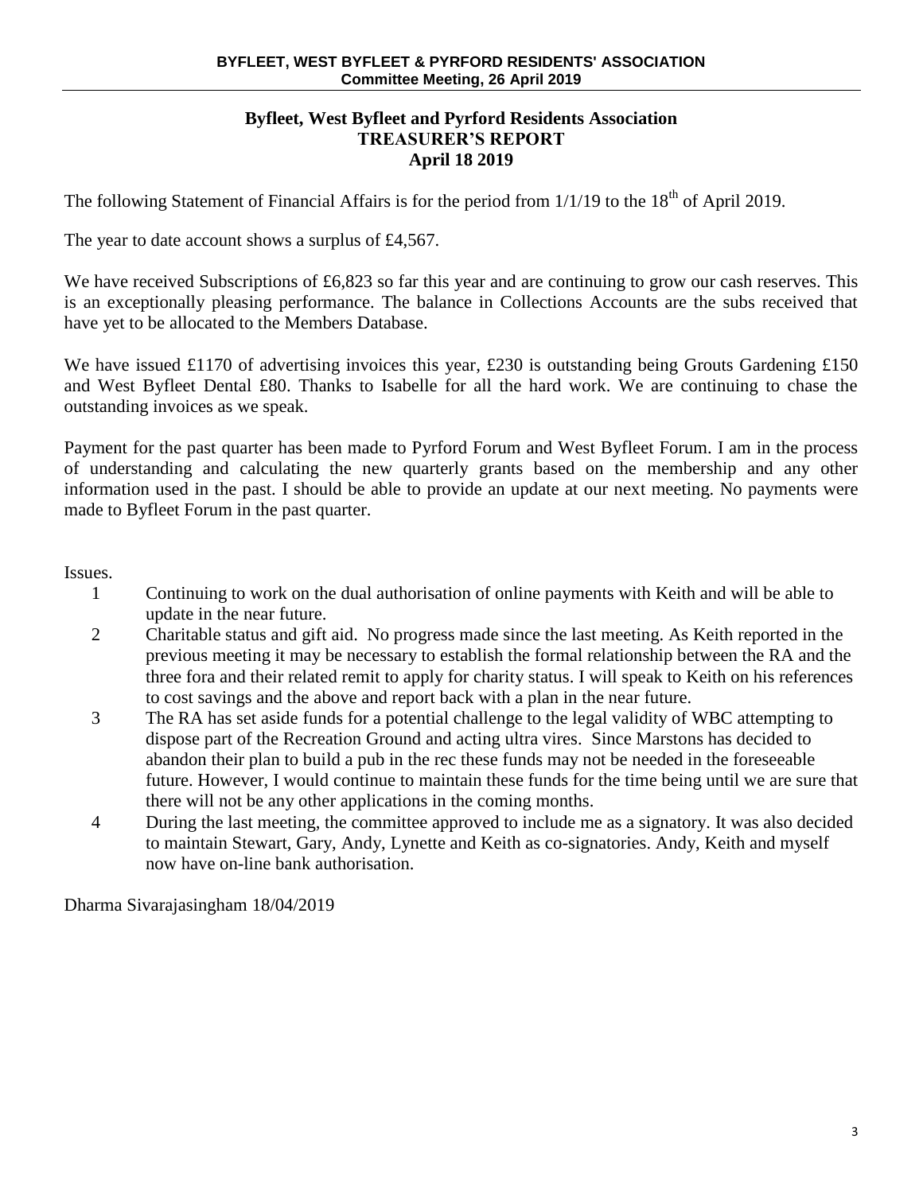## Byfleet, West Byfleet and Pyrford Residents Association
## TREASURER'S REPORT
## April 18 2019

The following Statement of Financial Affairs is for the period from 1/1/19 to the 18th of April 2019.

The year to date account shows a surplus of £4,567.

We have received Subscriptions of £6,823 so far this year and are continuing to grow our cash reserves. This is an exceptionally pleasing performance. The balance in Collections Accounts are the subs received that have yet to be allocated to the Members Database.

We have issued £1170 of advertising invoices this year, £230 is outstanding being Grouts Gardening £150 and West Byfleet Dental £80. Thanks to Isabelle for all the hard work. We are continuing to chase the outstanding invoices as we speak.

Payment for the past quarter has been made to Pyrford Forum and West Byfleet Forum. I am in the process of understanding and calculating the new quarterly grants based on the membership and any other information used in the past. I should be able to provide an update at our next meeting. No payments were made to Byfleet Forum in the past quarter.

Issues.

1. Continuing to work on the dual authorisation of online payments with Keith and will be able to update in the near future.
2. Charitable status and gift aid. No progress made since the last meeting. As Keith reported in the previous meeting it may be necessary to establish the formal relationship between the RA and the three fora and their related remit to apply for charity status. I will speak to Keith on his references to cost savings and the above and report back with a plan in the near future.
3. The RA has set aside funds for a potential challenge to the legal validity of WBC attempting to dispose part of the Recreation Ground and acting ultra vires. Since Marstons has decided to abandon their plan to build a pub in the rec these funds may not be needed in the foreseeable future. However, I would continue to maintain these funds for the time being until we are sure that there will not be any other applications in the coming months.
4. During the last meeting, the committee approved to include me as a signatory. It was also decided to maintain Stewart, Gary, Andy, Lynette and Keith as co-signatories. Andy, Keith and myself now have on-line bank authorisation.

Dharma Sivarajasingham 18/04/2019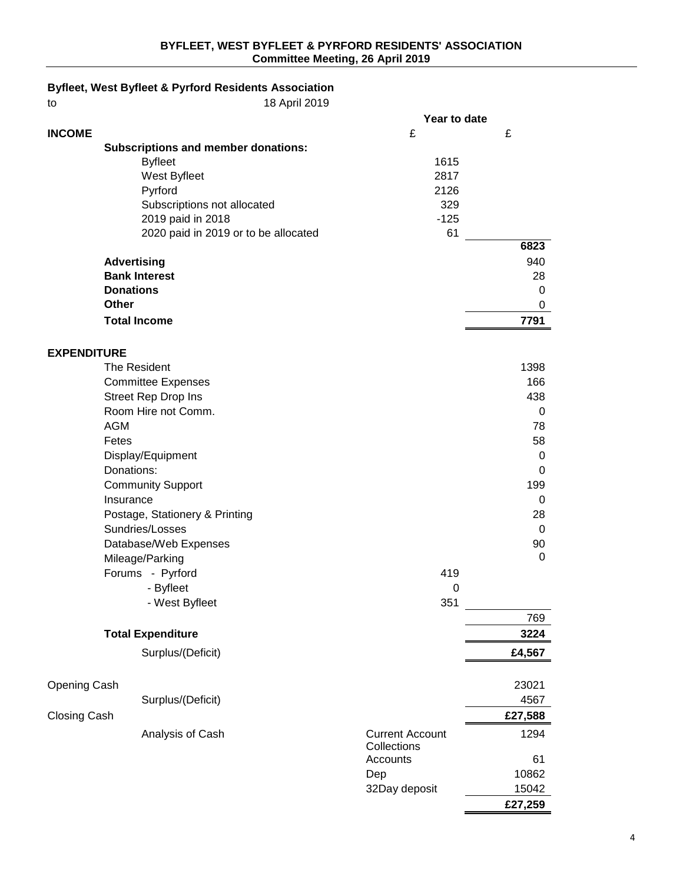**BYFLEET, WEST BYFLEET & PYRFORD RESIDENTS' ASSOCIATION**
**Committee Meeting, 26 April 2019**

**Byfleet, West Byfleet & Pyrford Residents Association**

to 18 April 2019

| | Year to date £ | £ |
|---|---|---|
| **INCOME** | | |
| **Subscriptions and member donations:** | | |
| Byfleet | 1615 | |
| West Byfleet | 2817 | |
| Pyrford | 2126 | |
| Subscriptions not allocated | 329 | |
| 2019 paid in 2018 | -125 | |
| 2020 paid in 2019 or to be allocated | 61 | |
| | | **6823** |
| **Advertising** | | 940 |
| **Bank Interest** | | 28 |
| **Donations** | | 0 |
| **Other** | | 0 |
| **Total Income** | | **7791** |
| **EXPENDITURE** | | |
| The Resident | | 1398 |
| Committee Expenses | | 166 |
| Street Rep Drop Ins | | 438 |
| Room Hire not Comm. | | 0 |
| AGM | | 78 |
| Fetes | | 58 |
| Display/Equipment | | 0 |
| Donations: | | 0 |
| Community Support | | 199 |
| Insurance | | 0 |
| Postage, Stationery & Printing | | 28 |
| Sundries/Losses | | 0 |
| Database/Web Expenses | | 90 |
| Mileage/Parking | | 0 |
| Forums - Pyrford | 419 | |
| - Byfleet | 0 | |
| - West Byfleet | 351 | |
| | | 769 |
| **Total Expenditure** | | **3224** |
| Surplus/(Deficit) | | **£4,567** |
| Opening Cash | | 23021 |
| Surplus/(Deficit) | | 4567 |
| Closing Cash | | **£27,588** |
| Analysis of Cash | Current Account | 1294 |
| | Collections Accounts | 61 |
| | Dep | 10862 |
| | 32Day deposit | 15042 |
| | | **£27,259** |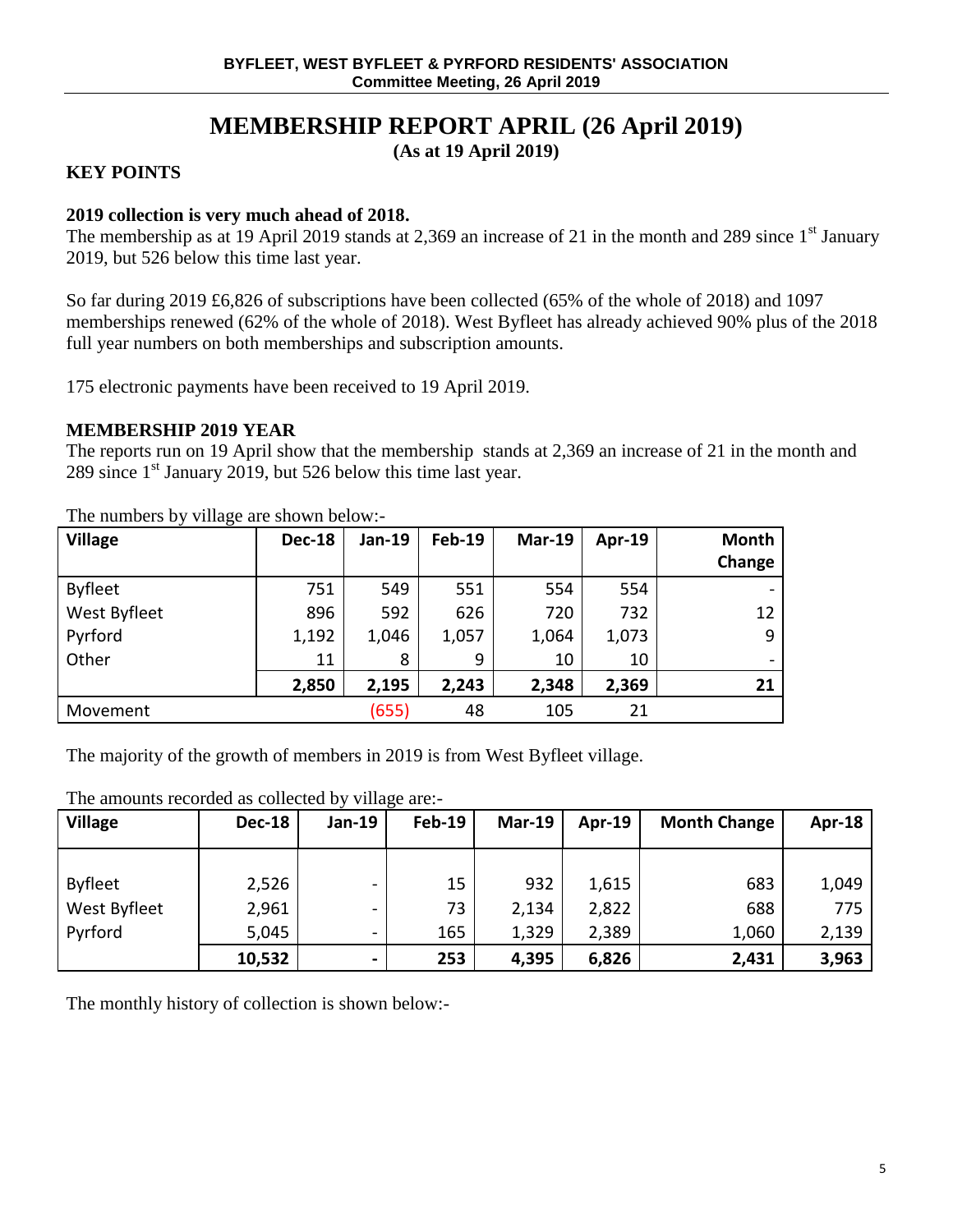# MEMBERSHIP REPORT APRIL (26 April 2019)

**(As at 19 April 2019)**

## KEY POINTS

**2019 collection is very much ahead of 2018.**

The membership as at 19 April 2019 stands at 2,369 an increase of 21 in the month and 289 since 1st January 2019, but 526 below this time last year.

So far during 2019 £6,826 of subscriptions have been collected (65% of the whole of 2018) and 1097 memberships renewed (62% of the whole of 2018). West Byfleet has already achieved 90% plus of the 2018 full year numbers on both memberships and subscription amounts.

175 electronic payments have been received to 19 April 2019.

## MEMBERSHIP 2019 YEAR

The reports run on 19 April show that the membership stands at 2,369 an increase of 21 in the month and 289 since 1st January 2019, but 526 below this time last year.

The numbers by village are shown below:-

| Village | Dec-18 | Jan-19 | Feb-19 | Mar-19 | Apr-19 | Month Change |
|---|---|---|---|---|---|---|
| Byfleet | 751 | 549 | 551 | 554 | 554 | - |
| West Byfleet | 896 | 592 | 626 | 720 | 732 | 12 |
| Pyrford | 1,192 | 1,046 | 1,057 | 1,064 | 1,073 | 9 |
| Other | 11 | 8 | 9 | 10 | 10 | - |
| | **2,850** | **2,195** | **2,243** | **2,348** | **2,369** | **21** |
| Movement | | (655) | 48 | 105 | 21 | |

The majority of the growth of members in 2019 is from West Byfleet village.

The amounts recorded as collected by village are:-

| Village | Dec-18 | Jan-19 | Feb-19 | Mar-19 | Apr-19 | Month Change | Apr-18 |
|---|---|---|---|---|---|---|---|
| Byfleet | 2,526 | - | 15 | 932 | 1,615 | 683 | 1,049 |
| West Byfleet | 2,961 | - | 73 | 2,134 | 2,822 | 688 | 775 |
| Pyrford | 5,045 | - | 165 | 1,329 | 2,389 | 1,060 | 2,139 |
| | **10,532** | **-** | **253** | **4,395** | **6,826** | **2,431** | **3,963** |

The monthly history of collection is shown below:-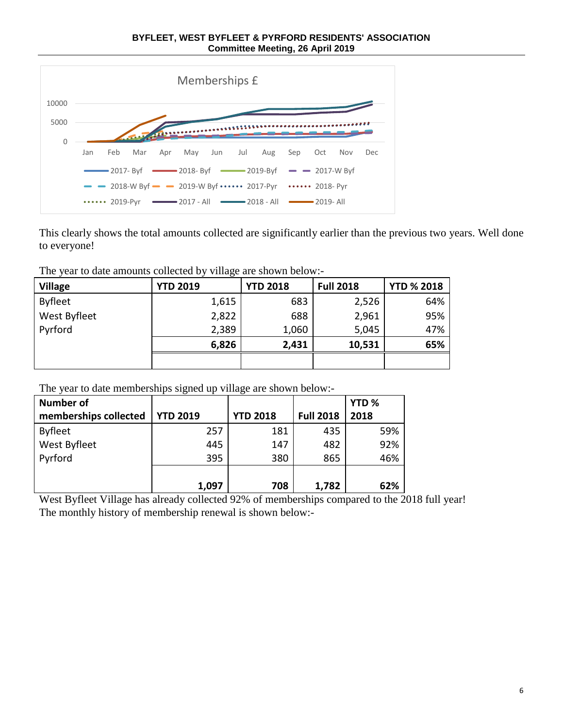**BYFLEET, WEST BYFLEET & PYRFORD RESIDENTS' ASSOCIATION**
**Committee Meeting, 26 April 2019**

Memberships £

10000
5000
0
Jan Feb Mar Apr May Jun Jul Aug Sep Oct Nov Dec

2017- Byf, 2018- Byf, 2019-Byf, 2017-W Byf, 2018-W Byf, 2019-W Byf, 2017-Pyr, 2018- Pyr, 2019-Pyr, 2017 - All, 2018 - All, 2019- All

This clearly shows the total amounts collected are significantly earlier than the previous two years. Well done to everyone!

The year to date amounts collected by village are shown below:-

| Village | YTD 2019 | YTD 2018 | Full 2018 | YTD % 2018 |
|---|---|---|---|---|
| Byfleet | 1,615 | 683 | 2,526 | 64% |
| West Byfleet | 2,822 | 688 | 2,961 | 95% |
| Pyrford | 2,389 | 1,060 | 5,045 | 47% |
| | **6,826** | **2,431** | **10,531** | **65%** |
| | | | | |

The year to date memberships signed up village are shown below:-

| Number of memberships collected | YTD 2019 | YTD 2018 | Full 2018 | YTD % 2018 |
|---|---|---|---|---|
| Byfleet | 257 | 181 | 435 | 59% |
| West Byfleet | 445 | 147 | 482 | 92% |
| Pyrford | 395 | 380 | 865 | 46% |
| | **1,097** | **708** | **1,782** | **62%** |

West Byfleet Village has already collected 92% of memberships compared to the 2018 full year!
The monthly history of membership renewal is shown below:-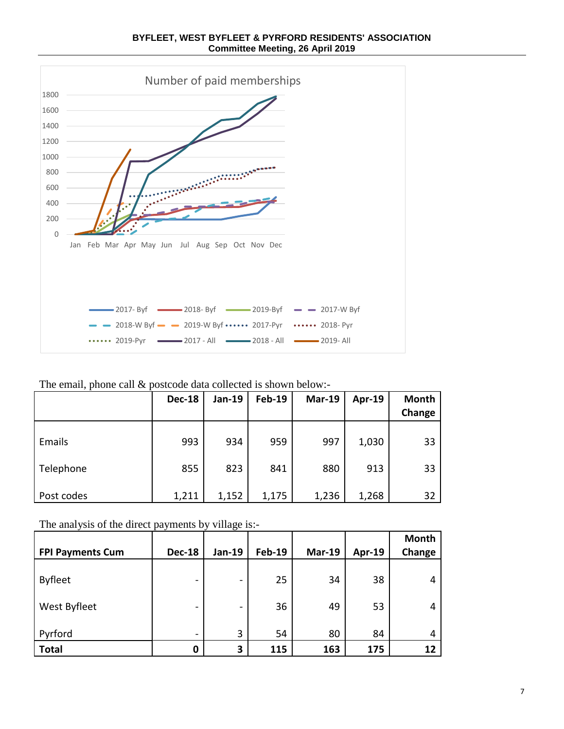Number of paid memberships

The email, phone call & postcode data collected is shown below:-

| | Dec-18 | Jan-19 | Feb-19 | Mar-19 | Apr-19 | Month Change |
|---|---|---|---|---|---|---|
| Emails | 993 | 934 | 959 | 997 | 1,030 | 33 |
| Telephone | 855 | 823 | 841 | 880 | 913 | 33 |
| Post codes | 1,211 | 1,152 | 1,175 | 1,236 | 1,268 | 32 |

The analysis of the direct payments by village is:-

| FPI Payments Cum | Dec-18 | Jan-19 | Feb-19 | Mar-19 | Apr-19 | Month Change |
|---|---|---|---|---|---|---|
| Byfleet | - | - | 25 | 34 | 38 | 4 |
| West Byfleet | - | - | 36 | 49 | 53 | 4 |
| Pyrford | - | 3 | 54 | 80 | 84 | 4 |
| **Total** | **0** | **3** | **115** | **163** | **175** | **12** |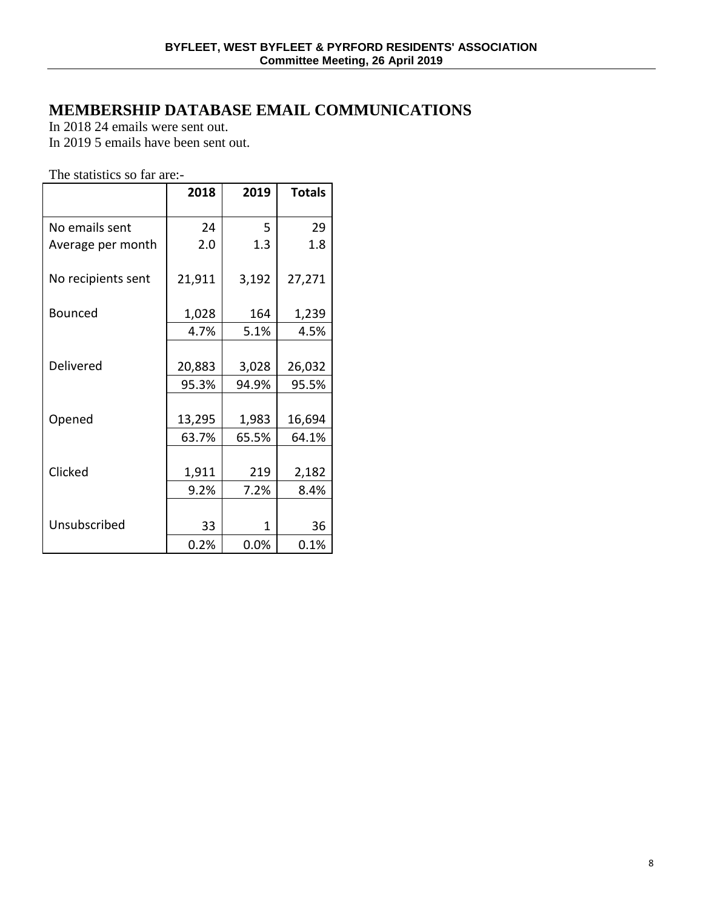# MEMBERSHIP DATABASE EMAIL COMMUNICATIONS

In 2018 24 emails were sent out.
In 2019 5 emails have been sent out.

The statistics so far are:-

| | 2018 | 2019 | Totals |
|---|---|---|---|
| No emails sent | 24 | 5 | 29 |
| Average per month | 2.0 | 1.3 | 1.8 |
| No recipients sent | 21,911 | 3,192 | 27,271 |
| Bounced | 1,028 | 164 | 1,239 |
| | 4.7% | 5.1% | 4.5% |
| Delivered | 20,883 | 3,028 | 26,032 |
| | 95.3% | 94.9% | 95.5% |
| Opened | 13,295 | 1,983 | 16,694 |
| | 63.7% | 65.5% | 64.1% |
| Clicked | 1,911 | 219 | 2,182 |
| | 9.2% | 7.2% | 8.4% |
| Unsubscribed | 33 | 1 | 36 |
| | 0.2% | 0.0% | 0.1% |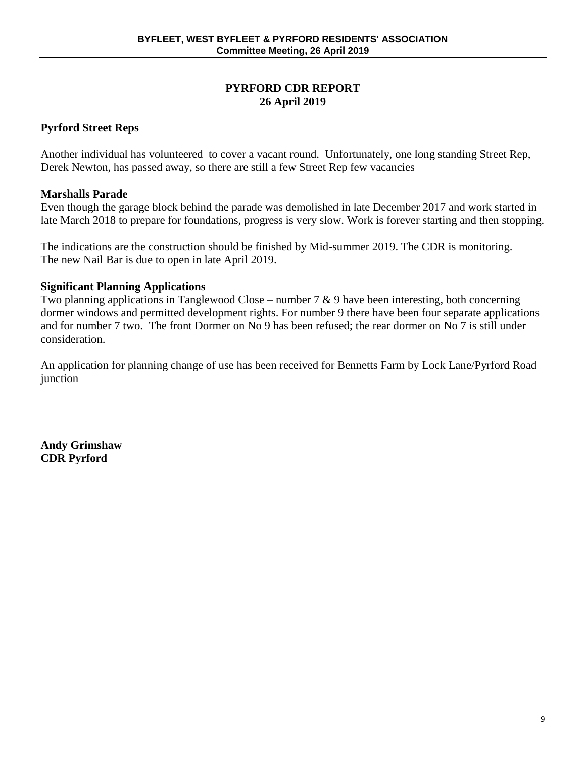# PYRFORD CDR REPORT
## 26 April 2019

### Pyrford Street Reps

Another individual has volunteered to cover a vacant round. Unfortunately, one long standing Street Rep, Derek Newton, has passed away, so there are still a few Street Rep few vacancies

### Marshalls Parade

Even though the garage block behind the parade was demolished in late December 2017 and work started in late March 2018 to prepare for foundations, progress is very slow. Work is forever starting and then stopping.

The indications are the construction should be finished by Mid-summer 2019. The CDR is monitoring.
The new Nail Bar is due to open in late April 2019.

### Significant Planning Applications

Two planning applications in Tanglewood Close – number 7 & 9 have been interesting, both concerning dormer windows and permitted development rights. For number 9 there have been four separate applications and for number 7 two. The front Dormer on No 9 has been refused; the rear dormer on No 7 is still under consideration.

An application for planning change of use has been received for Bennetts Farm by Lock Lane/Pyrford Road junction

**Andy Grimshaw**
**CDR Pyrford**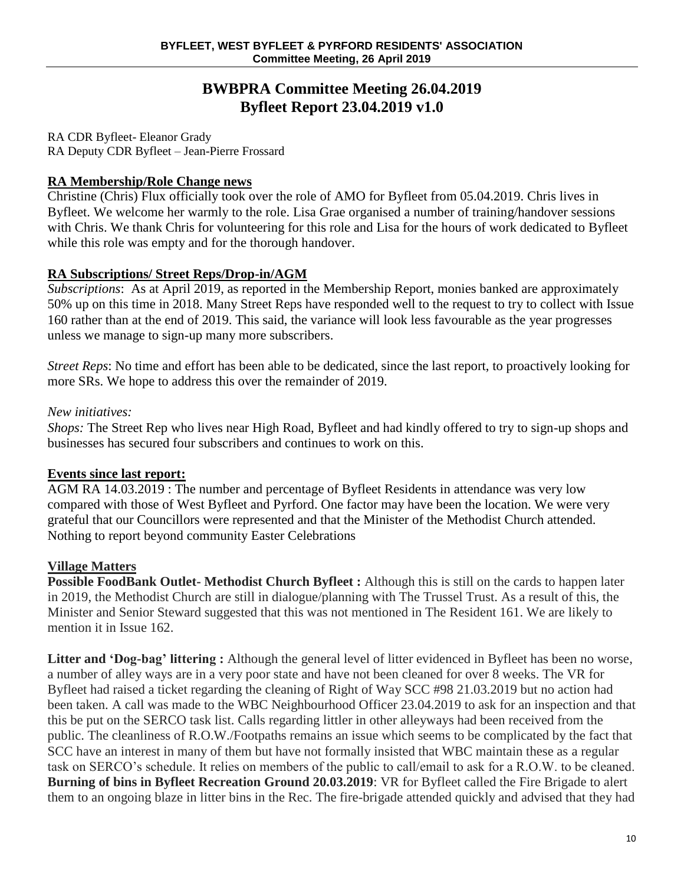# BWBPRA Committee Meeting 26.04.2019
# Byfleet Report 23.04.2019 v1.0

RA CDR Byfleet- Eleanor Grady
RA Deputy CDR Byfleet – Jean-Pierre Frossard

## RA Membership/Role Change news

Christine (Chris) Flux officially took over the role of AMO for Byfleet from 05.04.2019. Chris lives in Byfleet. We welcome her warmly to the role. Lisa Grae organised a number of training/handover sessions with Chris. We thank Chris for volunteering for this role and Lisa for the hours of work dedicated to Byfleet while this role was empty and for the thorough handover.

## RA Subscriptions/ Street Reps/Drop-in/AGM

*Subscriptions*: As at April 2019, as reported in the Membership Report, monies banked are approximately 50% up on this time in 2018. Many Street Reps have responded well to the request to try to collect with Issue 160 rather than at the end of 2019. This said, the variance will look less favourable as the year progresses unless we manage to sign-up many more subscribers.

*Street Reps*: No time and effort has been able to be dedicated, since the last report, to proactively looking for more SRs. We hope to address this over the remainder of 2019.

*New initiatives:*
*Shops:* The Street Rep who lives near High Road, Byfleet and had kindly offered to try to sign-up shops and businesses has secured four subscribers and continues to work on this.

## Events since last report:

AGM RA 14.03.2019 : The number and percentage of Byfleet Residents in attendance was very low compared with those of West Byfleet and Pyrford. One factor may have been the location. We were very grateful that our Councillors were represented and that the Minister of the Methodist Church attended.
Nothing to report beyond community Easter Celebrations

## Village Matters

**Possible FoodBank Outlet- Methodist Church Byfleet :** Although this is still on the cards to happen later in 2019, the Methodist Church are still in dialogue/planning with The Trussel Trust. As a result of this, the Minister and Senior Steward suggested that this was not mentioned in The Resident 161. We are likely to mention it in Issue 162.

**Litter and 'Dog-bag' littering :** Although the general level of litter evidenced in Byfleet has been no worse, a number of alley ways are in a very poor state and have not been cleaned for over 8 weeks. The VR for Byfleet had raised a ticket regarding the cleaning of Right of Way SCC #98 21.03.2019 but no action had been taken. A call was made to the WBC Neighbourhood Officer 23.04.2019 to ask for an inspection and that this be put on the SERCO task list. Calls regarding littler in other alleyways had been received from the public. The cleanliness of R.O.W./Footpaths remains an issue which seems to be complicated by the fact that SCC have an interest in many of them but have not formally insisted that WBC maintain these as a regular task on SERCO's schedule. It relies on members of the public to call/email to ask for a R.O.W. to be cleaned.
**Burning of bins in Byfleet Recreation Ground 20.03.2019**: VR for Byfleet called the Fire Brigade to alert them to an ongoing blaze in litter bins in the Rec. The fire-brigade attended quickly and advised that they had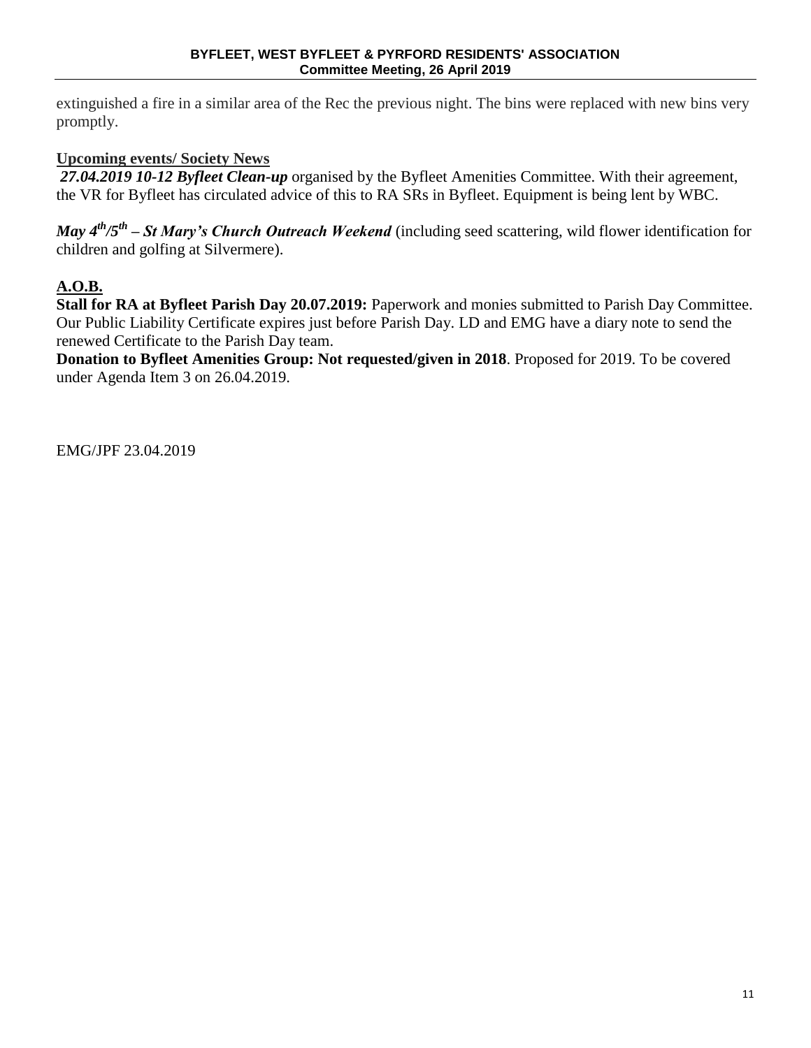extinguished a fire in a similar area of the Rec the previous night. The bins were replaced with new bins very promptly.

**Upcoming events/ Society News**

***27.04.2019 10-12 Byfleet Clean-up*** organised by the Byfleet Amenities Committee. With their agreement, the VR for Byfleet has circulated advice of this to RA SRs in Byfleet. Equipment is being lent by WBC.

***May 4th/5th – St Mary's Church Outreach Weekend*** (including seed scattering, wild flower identification for children and golfing at Silvermere).

**A.O.B.**

**Stall for RA at Byfleet Parish Day 20.07.2019:** Paperwork and monies submitted to Parish Day Committee. Our Public Liability Certificate expires just before Parish Day. LD and EMG have a diary note to send the renewed Certificate to the Parish Day team.

**Donation to Byfleet Amenities Group: Not requested/given in 2018**. Proposed for 2019. To be covered under Agenda Item 3 on 26.04.2019.

EMG/JPF 23.04.2019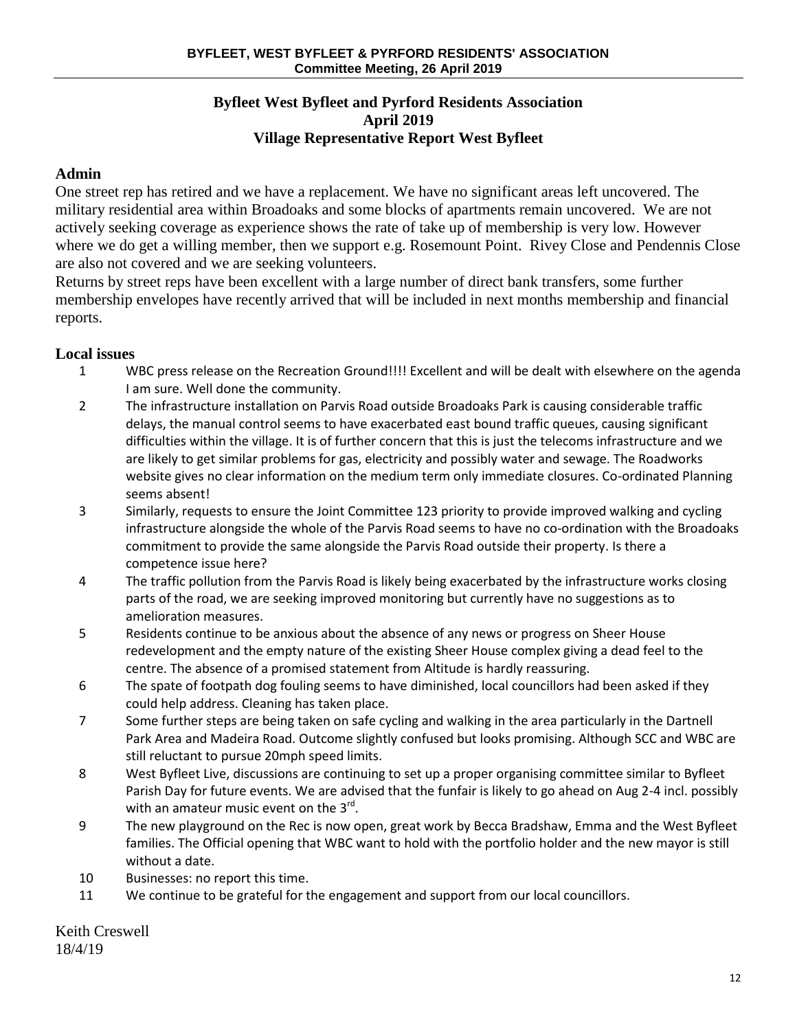**Byfleet West Byfleet and Pyrford Residents Association**
**April 2019**
**Village Representative Report West Byfleet**

## Admin

One street rep has retired and we have a replacement. We have no significant areas left uncovered. The military residential area within Broadoaks and some blocks of apartments remain uncovered. We are not actively seeking coverage as experience shows the rate of take up of membership is very low. However where we do get a willing member, then we support e.g. Rosemount Point. Rivey Close and Pendennis Close are also not covered and we are seeking volunteers.

Returns by street reps have been excellent with a large number of direct bank transfers, some further membership envelopes have recently arrived that will be included in next months membership and financial reports.

## Local issues

1. WBC press release on the Recreation Ground!!!! Excellent and will be dealt with elsewhere on the agenda I am sure. Well done the community.
2. The infrastructure installation on Parvis Road outside Broadoaks Park is causing considerable traffic delays, the manual control seems to have exacerbated east bound traffic queues, causing significant difficulties within the village. It is of further concern that this is just the telecoms infrastructure and we are likely to get similar problems for gas, electricity and possibly water and sewage. The Roadworks website gives no clear information on the medium term only immediate closures. Co-ordinated Planning seems absent!
3. Similarly, requests to ensure the Joint Committee 123 priority to provide improved walking and cycling infrastructure alongside the whole of the Parvis Road seems to have no co-ordination with the Broadoaks commitment to provide the same alongside the Parvis Road outside their property. Is there a competence issue here?
4. The traffic pollution from the Parvis Road is likely being exacerbated by the infrastructure works closing parts of the road, we are seeking improved monitoring but currently have no suggestions as to amelioration measures.
5. Residents continue to be anxious about the absence of any news or progress on Sheer House redevelopment and the empty nature of the existing Sheer House complex giving a dead feel to the centre. The absence of a promised statement from Altitude is hardly reassuring.
6. The spate of footpath dog fouling seems to have diminished, local councillors had been asked if they could help address. Cleaning has taken place.
7. Some further steps are being taken on safe cycling and walking in the area particularly in the Dartnell Park Area and Madeira Road. Outcome slightly confused but looks promising. Although SCC and WBC are still reluctant to pursue 20mph speed limits.
8. West Byfleet Live, discussions are continuing to set up a proper organising committee similar to Byfleet Parish Day for future events. We are advised that the funfair is likely to go ahead on Aug 2-4 incl. possibly with an amateur music event on the 3rd.
9. The new playground on the Rec is now open, great work by Becca Bradshaw, Emma and the West Byfleet families. The Official opening that WBC want to hold with the portfolio holder and the new mayor is still without a date.
10. Businesses: no report this time.
11. We continue to be grateful for the engagement and support from our local councillors.

Keith Creswell
18/4/19